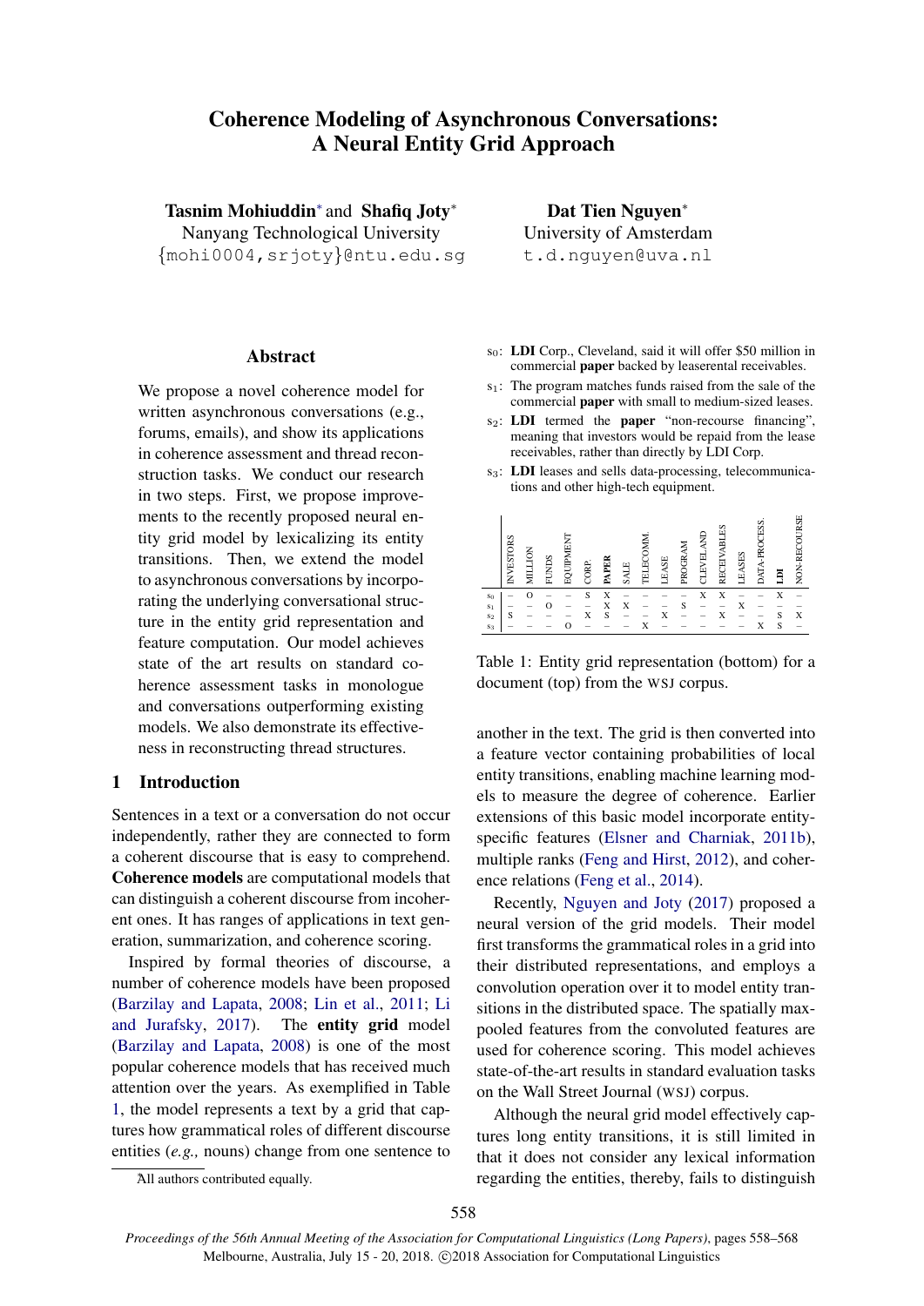# Coherence Modeling of Asynchronous Conversations: A Neural Entity Grid Approach

**Tasnim Mohiuddin*** and **Shafiq Joty***
Nanyang Technological University
{mohi0004,srjoty}@ntu.edu.sg

**Dat Tien Nguyen***
University of Amsterdam
t.d.nguyen@uva.nl

## Abstract

We propose a novel coherence model for written asynchronous conversations (e.g., forums, emails), and show its applications in coherence assessment and thread reconstruction tasks. We conduct our research in two steps. First, we propose improvements to the recently proposed neural entity grid model by lexicalizing its entity transitions. Then, we extend the model to asynchronous conversations by incorporating the underlying conversational structure in the entity grid representation and feature computation. Our model achieves state of the art results on standard coherence assessment tasks in monologue and conversations outperforming existing models. We also demonstrate its effectiveness in reconstructing thread structures.

## 1 Introduction

Sentences in a text or a conversation do not occur independently, rather they are connected to form a coherent discourse that is easy to comprehend. **Coherence models** are computational models that can distinguish a coherent discourse from incoherent ones. It has ranges of applications in text generation, summarization, and coherence scoring.

Inspired by formal theories of discourse, a number of coherence models have been proposed (Barzilay and Lapata, 2008; Lin et al., 2011; Li and Jurafsky, 2017). The **entity grid** model (Barzilay and Lapata, 2008) is one of the most popular coherence models that has received much attention over the years. As exemplified in Table 1, the model represents a text by a grid that captures how grammatical roles of different discourse entities (*e.g.,* nouns) change from one sentence to another in the text. The grid is then converted into a feature vector containing probabilities of local entity transitions, enabling machine learning models to measure the degree of coherence. Earlier extensions of this basic model incorporate entity-specific features (Elsner and Charniak, 2011b), multiple ranks (Feng and Hirst, 2012), and coherence relations (Feng et al., 2014).

$s_0$: **LDI** Corp., Cleveland, said it will offer \$50 million in commercial **paper** backed by leaserental receivables.
$s_1$: The program matches funds raised from the sale of the commercial **paper** with small to medium-sized leases.
$s_2$: **LDI** termed the **paper** "non-recourse financing", meaning that investors would be repaid from the lease receivables, rather than directly by LDI Corp.
$s_3$: **LDI** leases and sells data-processing, telecommunications and other high-tech equipment.

| | INVESTORS | MILLION | FUNDS | EQUIPMENT | CORP. | **PAPER** | SALE | TELECOMM. | LEASE | PROGRAM | CLEVELAND | RECEIVABLES | LEASES | DATA-PROCESS. | **LDI** | NON-RECOURSE |
|---|---|---|---|---|---|---|---|---|---|---|---|---|---|---|---|---|
| $s_0$ | – | O | – | – | S | X | – | – | – | – | X | X | – | – | X | – |
| $s_1$ | – | – | O | – | – | X | X | – | – | S | – | – | X | – | – | – |
| $s_2$ | S | – | – | – | X | S | – | – | X | – | – | X | – | – | S | X |
| $s_3$ | – | – | – | O | – | – | – | X | – | – | – | – | – | X | S | – |

Table 1: Entity grid representation (bottom) for a document (top) from the WSJ corpus.

Recently, Nguyen and Joty (2017) proposed a neural version of the grid models. Their model first transforms the grammatical roles in a grid into their distributed representations, and employs a convolution operation over it to model entity transitions in the distributed space. The spatially max-pooled features from the convoluted features are used for coherence scoring. This model achieves state-of-the-art results in standard evaluation tasks on the Wall Street Journal (WSJ) corpus.

Although the neural grid model effectively captures long entity transitions, it is still limited in that it does not consider any lexical information regarding the entities, thereby, fails to distinguish

*All authors contributed equally.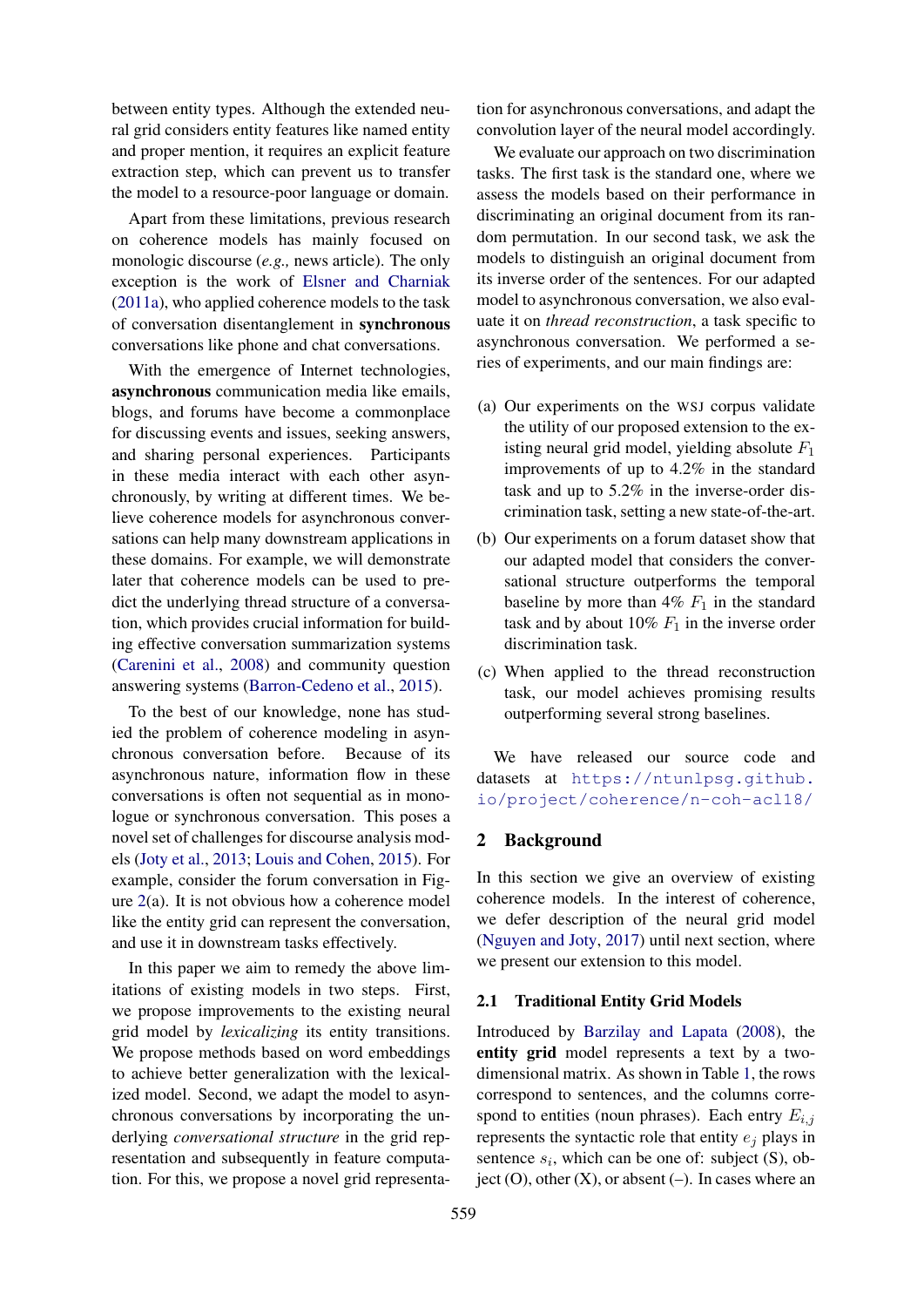between entity types. Although the extended neural grid considers entity features like named entity and proper mention, it requires an explicit feature extraction step, which can prevent us to transfer the model to a resource-poor language or domain.

Apart from these limitations, previous research on coherence models has mainly focused on monologic discourse (*e.g.,* news article). The only exception is the work of Elsner and Charniak (2011a), who applied coherence models to the task of conversation disentanglement in **synchronous** conversations like phone and chat conversations.

With the emergence of Internet technologies, **asynchronous** communication media like emails, blogs, and forums have become a commonplace for discussing events and issues, seeking answers, and sharing personal experiences. Participants in these media interact with each other asynchronously, by writing at different times. We believe coherence models for asynchronous conversations can help many downstream applications in these domains. For example, we will demonstrate later that coherence models can be used to predict the underlying thread structure of a conversation, which provides crucial information for building effective conversation summarization systems (Carenini et al., 2008) and community question answering systems (Barron-Cedeno et al., 2015).

To the best of our knowledge, none has studied the problem of coherence modeling in asynchronous conversation before. Because of its asynchronous nature, information flow in these conversations is often not sequential as in monologue or synchronous conversation. This poses a novel set of challenges for discourse analysis models (Joty et al., 2013; Louis and Cohen, 2015). For example, consider the forum conversation in Figure 2(a). It is not obvious how a coherence model like the entity grid can represent the conversation, and use it in downstream tasks effectively.

In this paper we aim to remedy the above limitations of existing models in two steps. First, we propose improvements to the existing neural grid model by *lexicalizing* its entity transitions. We propose methods based on word embeddings to achieve better generalization with the lexicalized model. Second, we adapt the model to asynchronous conversations by incorporating the underlying *conversational structure* in the grid representation and subsequently in feature computation. For this, we propose a novel grid representation for asynchronous conversations, and adapt the convolution layer of the neural model accordingly.

We evaluate our approach on two discrimination tasks. The first task is the standard one, where we assess the models based on their performance in discriminating an original document from its random permutation. In our second task, we ask the models to distinguish an original document from its inverse order of the sentences. For our adapted model to asynchronous conversation, we also evaluate it on *thread reconstruction*, a task specific to asynchronous conversation. We performed a series of experiments, and our main findings are:

(a) Our experiments on the WSJ corpus validate the utility of our proposed extension to the existing neural grid model, yielding absolute $F_1$ improvements of up to 4.2% in the standard task and up to 5.2% in the inverse-order discrimination task, setting a new state-of-the-art.

(b) Our experiments on a forum dataset show that our adapted model that considers the conversational structure outperforms the temporal baseline by more than 4% $F_1$ in the standard task and by about 10% $F_1$ in the inverse order discrimination task.

(c) When applied to the thread reconstruction task, our model achieves promising results outperforming several strong baselines.

We have released our source code and datasets at https://ntunlpsg.github.io/project/coherence/n-coh-acl18/

## 2 Background

In this section we give an overview of existing coherence models. In the interest of coherence, we defer description of the neural grid model (Nguyen and Joty, 2017) until next section, where we present our extension to this model.

### 2.1 Traditional Entity Grid Models

Introduced by Barzilay and Lapata (2008), the **entity grid** model represents a text by a two-dimensional matrix. As shown in Table 1, the rows correspond to sentences, and the columns correspond to entities (noun phrases). Each entry $E_{i,j}$ represents the syntactic role that entity $e_j$ plays in sentence $s_i$, which can be one of: subject (S), object (O), other (X), or absent (–). In cases where an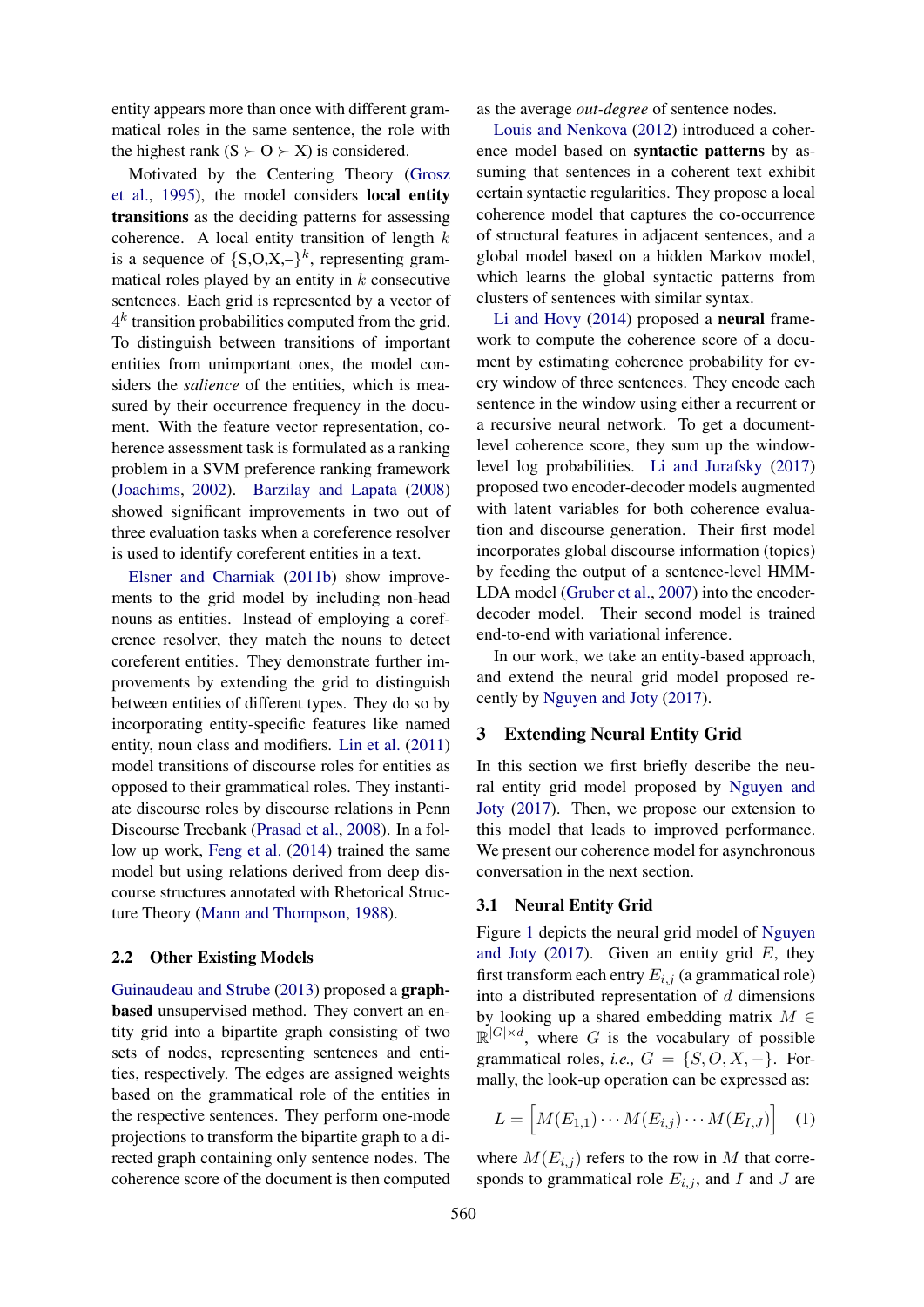entity appears more than once with different grammatical roles in the same sentence, the role with the highest rank (S ≻ O ≻ X) is considered.

Motivated by the Centering Theory (Grosz et al., 1995), the model considers **local entity transitions** as the deciding patterns for assessing coherence. A local entity transition of length $k$ is a sequence of $\{S,O,X,–\}^k$, representing grammatical roles played by an entity in $k$ consecutive sentences. Each grid is represented by a vector of $4^k$ transition probabilities computed from the grid. To distinguish between transitions of important entities from unimportant ones, the model considers the *salience* of the entities, which is measured by their occurrence frequency in the document. With the feature vector representation, coherence assessment task is formulated as a ranking problem in a SVM preference ranking framework (Joachims, 2002). Barzilay and Lapata (2008) showed significant improvements in two out of three evaluation tasks when a coreference resolver is used to identify coreferent entities in a text.

Elsner and Charniak (2011b) show improvements to the grid model by including non-head nouns as entities. Instead of employing a coreference resolver, they match the nouns to detect coreferent entities. They demonstrate further improvements by extending the grid to distinguish between entities of different types. They do so by incorporating entity-specific features like named entity, noun class and modifiers. Lin et al. (2011) model transitions of discourse roles for entities as opposed to their grammatical roles. They instantiate discourse roles by discourse relations in Penn Discourse Treebank (Prasad et al., 2008). In a follow up work, Feng et al. (2014) trained the same model but using relations derived from deep discourse structures annotated with Rhetorical Structure Theory (Mann and Thompson, 1988).

### 2.2 Other Existing Models

Guinaudeau and Strube (2013) proposed a **graph-based** unsupervised method. They convert an entity grid into a bipartite graph consisting of two sets of nodes, representing sentences and entities, respectively. The edges are assigned weights based on the grammatical role of the entities in the respective sentences. They perform one-mode projections to transform the bipartite graph to a directed graph containing only sentence nodes. The coherence score of the document is then computed as the average *out-degree* of sentence nodes.

Louis and Nenkova (2012) introduced a coherence model based on **syntactic patterns** by assuming that sentences in a coherent text exhibit certain syntactic regularities. They propose a local coherence model that captures the co-occurrence of structural features in adjacent sentences, and a global model based on a hidden Markov model, which learns the global syntactic patterns from clusters of sentences with similar syntax.

Li and Hovy (2014) proposed a **neural** framework to compute the coherence score of a document by estimating coherence probability for every window of three sentences. They encode each sentence in the window using either a recurrent or a recursive neural network. To get a document-level coherence score, they sum up the window-level log probabilities. Li and Jurafsky (2017) proposed two encoder-decoder models augmented with latent variables for both coherence evaluation and discourse generation. Their first model incorporates global discourse information (topics) by feeding the output of a sentence-level HMM-LDA model (Gruber et al., 2007) into the encoder-decoder model. Their second model is trained end-to-end with variational inference.

In our work, we take an entity-based approach, and extend the neural grid model proposed recently by Nguyen and Joty (2017).

## 3 Extending Neural Entity Grid

In this section we first briefly describe the neural entity grid model proposed by Nguyen and Joty (2017). Then, we propose our extension to this model that leads to improved performance. We present our coherence model for asynchronous conversation in the next section.

### 3.1 Neural Entity Grid

Figure 1 depicts the neural grid model of Nguyen and Joty (2017). Given an entity grid $E$, they first transform each entry $E_{i,j}$ (a grammatical role) into a distributed representation of $d$ dimensions by looking up a shared embedding matrix $M \in \mathbb{R}^{|G| \times d}$, where $G$ is the vocabulary of possible grammatical roles, *i.e.,* $G = \{S, O, X, -\}$. Formally, the look-up operation can be expressed as:

$$L = \Big[ M(E_{1,1}) \cdots M(E_{i,j}) \cdots M(E_{I,J}) \Big] \quad (1)$$

where $M(E_{i,j})$ refers to the row in $M$ that corresponds to grammatical role $E_{i,j}$, and $I$ and $J$ are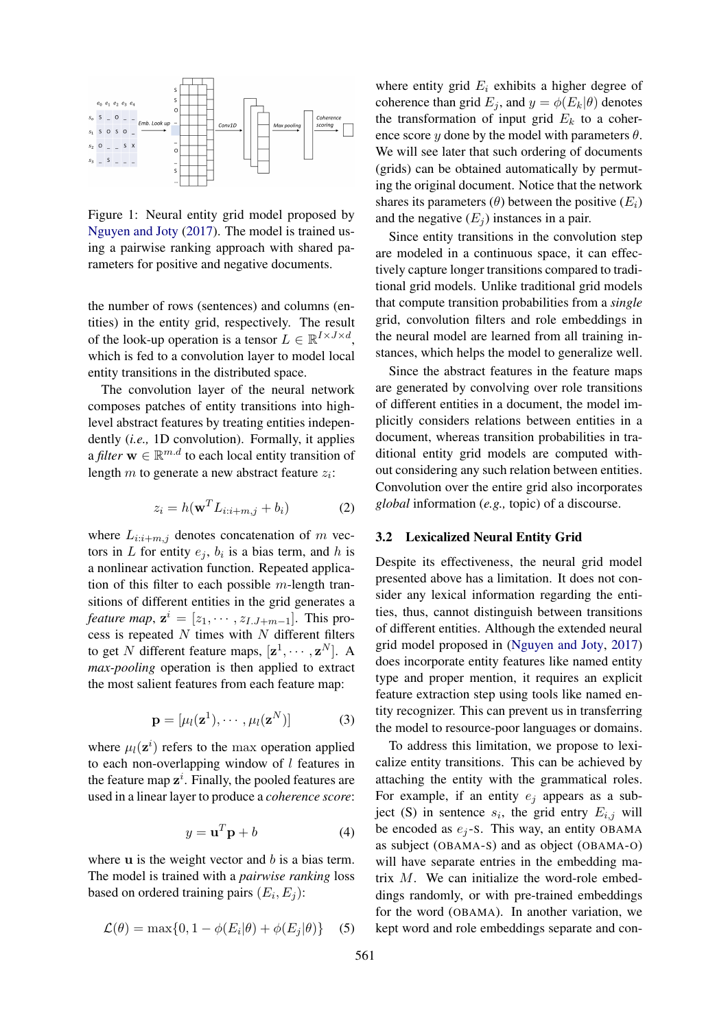Figure 1: Neural entity grid model proposed by Nguyen and Joty (2017). The model is trained using a pairwise ranking approach with shared parameters for positive and negative documents.

the number of rows (sentences) and columns (entities) in the entity grid, respectively. The result of the look-up operation is a tensor $L \in \mathbb{R}^{I \times J \times d}$, which is fed to a convolution layer to model local entity transitions in the distributed space.

The convolution layer of the neural network composes patches of entity transitions into high-level abstract features by treating entities independently (*i.e.,* 1D convolution). Formally, it applies a *filter* $\mathbf{w} \in \mathbb{R}^{m.d}$ to each local entity transition of length $m$ to generate a new abstract feature $z_i$:

$$z_i = h(\mathbf{w}^T L_{i:i+m,j} + b_i) \tag{2}$$

where $L_{i:i+m,j}$ denotes concatenation of $m$ vectors in $L$ for entity $e_j$, $b_i$ is a bias term, and $h$ is a nonlinear activation function. Repeated application of this filter to each possible $m$-length transitions of different entities in the grid generates a *feature map*, $\mathbf{z}^i = [z_1, \cdots, z_{I.J+m-1}]$. This process is repeated $N$ times with $N$ different filters to get $N$ different feature maps, $[\mathbf{z}^1, \cdots, \mathbf{z}^N]$. A *max-pooling* operation is then applied to extract the most salient features from each feature map:

$$\mathbf{p} = [\mu_l(\mathbf{z}^1), \cdots, \mu_l(\mathbf{z}^N)] \tag{3}$$

where $\mu_l(\mathbf{z}^i)$ refers to the $\max$ operation applied to each non-overlapping window of $l$ features in the feature map $\mathbf{z}^i$. Finally, the pooled features are used in a linear layer to produce a *coherence score*:

$$y = \mathbf{u}^T \mathbf{p} + b \tag{4}$$

where $\mathbf{u}$ is the weight vector and $b$ is a bias term. The model is trained with a *pairwise ranking* loss based on ordered training pairs $(E_i, E_j)$:

$$\mathcal{L}(\theta) = \max\{0, 1 - \phi(E_i|\theta) + \phi(E_j|\theta)\} \tag{5}$$

where entity grid $E_i$ exhibits a higher degree of coherence than grid $E_j$, and $y = \phi(E_k|\theta)$ denotes the transformation of input grid $E_k$ to a coherence score $y$ done by the model with parameters $\theta$. We will see later that such ordering of documents (grids) can be obtained automatically by permuting the original document. Notice that the network shares its parameters ($\theta$) between the positive ($E_i$) and the negative ($E_j$) instances in a pair.

Since entity transitions in the convolution step are modeled in a continuous space, it can effectively capture longer transitions compared to traditional grid models. Unlike traditional grid models that compute transition probabilities from a *single* grid, convolution filters and role embeddings in the neural model are learned from all training instances, which helps the model to generalize well.

Since the abstract features in the feature maps are generated by convolving over role transitions of different entities in a document, the model implicitly considers relations between entities in a document, whereas transition probabilities in traditional entity grid models are computed without considering any such relation between entities. Convolution over the entire grid also incorporates *global* information (*e.g.,* topic) of a discourse.

### 3.2 Lexicalized Neural Entity Grid

Despite its effectiveness, the neural grid model presented above has a limitation. It does not consider any lexical information regarding the entities, thus, cannot distinguish between transitions of different entities. Although the extended neural grid model proposed in (Nguyen and Joty, 2017) does incorporate entity features like named entity type and proper mention, it requires an explicit feature extraction step using tools like named entity recognizer. This can prevent us in transferring the model to resource-poor languages or domains.

To address this limitation, we propose to lexicalize entity transitions. This can be achieved by attaching the entity with the grammatical roles. For example, if an entity $e_j$ appears as a subject (S) in sentence $s_i$, the grid entry $E_{i,j}$ will be encoded as $e_j$-S. This way, an entity OBAMA as subject (OBAMA-S) and as object (OBAMA-O) will have separate entries in the embedding matrix $M$. We can initialize the word-role embeddings randomly, or with pre-trained embeddings for the word (OBAMA). In another variation, we kept word and role embeddings separate and con-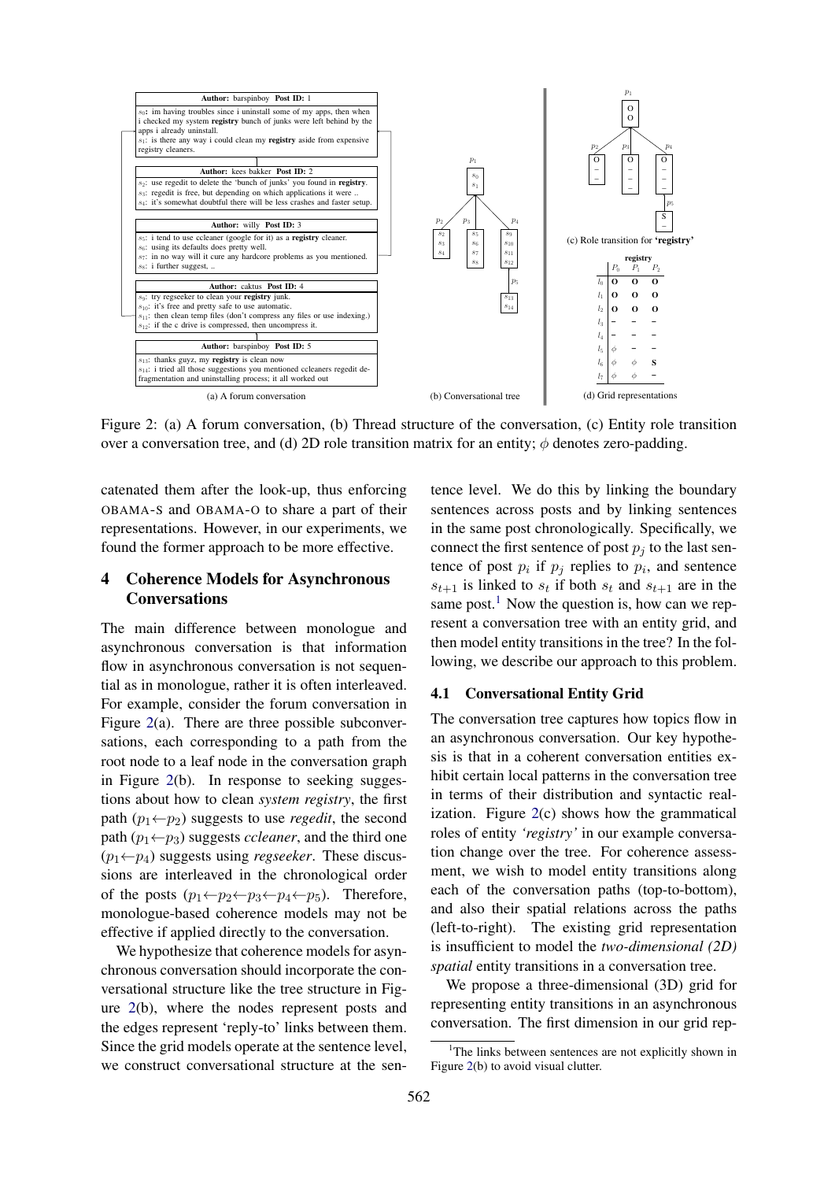**(a) A forum conversation**

**Author:** barspinboy **Post ID:** 1

$s_0$: im having troubles since i uninstall some of my apps, then when i checked my system **registry** bunch of junks were left behind by the apps i already uninstall.
$s_1$: is there any way i could clean my **registry** aside from expensive registry cleaners.

**Author:** kees bakker **Post ID:** 2

$s_2$: use regedit to delete the 'bunch of junks' you found in **registry**.
$s_3$: regedit is free, but depending on which applications it were ..
$s_4$: it's somewhat doubtful there will be less crashes and faster setup.

**Author:** willy **Post ID:** 3

$s_5$: i tend to use ccleaner (google for it) as a **registry** cleaner.
$s_6$: using its defaults does pretty well.
$s_7$: in no way will it cure any hardcore problems as you mentioned.
$s_8$: i further suggest, ..

**Author:** caktus **Post ID:** 4

$s_9$: try regseeker to clean your **registry** junk.
$s_{10}$: it's free and pretty safe to use automatic.
$s_{11}$: then clean temp files (don't compress any files or use indexing.)
$s_{12}$: if the c drive is compressed, then uncompress it.

**Author:** barspinboy **Post ID:** 5

$s_{13}$: thanks guyz, my **registry** is clean now
$s_{14}$: i tried all those suggestions you mentioned ccleaners regedit defragmentation and uninstalling process; it all worked out

**(d) Grid representations**

| | registry $P_0$ | registry $P_1$ | registry $P_2$ |
|---|---|---|---|
| $l_0$ | O | O | O |
| $l_1$ | O | O | O |
| $l_2$ | O | O | O |
| $l_3$ | – | – | – |
| $l_4$ | – | – | – |
| $l_5$ | $\phi$ | – | – |
| $l_6$ | $\phi$ | $\phi$ | S |
| $l_7$ | $\phi$ | $\phi$ | – |

Figure 2: (a) A forum conversation, (b) Thread structure of the conversation, (c) Entity role transition over a conversation tree, and (d) 2D role transition matrix for an entity; $\phi$ denotes zero-padding.

catenated them after the look-up, thus enforcing OBAMA-S and OBAMA-O to share a part of their representations. However, in our experiments, we found the former approach to be more effective.

## 4 Coherence Models for Asynchronous Conversations

The main difference between monologue and asynchronous conversation is that information flow in asynchronous conversation is not sequential as in monologue, rather it is often interleaved. For example, consider the forum conversation in Figure 2(a). There are three possible subconversations, each corresponding to a path from the root node to a leaf node in the conversation graph in Figure 2(b). In response to seeking suggestions about how to clean *system registry*, the first path ($p_1 \leftarrow p_2$) suggests to use *regedit*, the second path ($p_1 \leftarrow p_3$) suggests *ccleaner*, and the third one ($p_1 \leftarrow p_4$) suggests using *regseeker*. These discussions are interleaved in the chronological order of the posts ($p_1 \leftarrow p_2 \leftarrow p_3 \leftarrow p_4 \leftarrow p_5$). Therefore, monologue-based coherence models may not be effective if applied directly to the conversation.

We hypothesize that coherence models for asynchronous conversation should incorporate the conversational structure like the tree structure in Figure 2(b), where the nodes represent posts and the edges represent 'reply-to' links between them. Since the grid models operate at the sentence level, we construct conversational structure at the sentence level. We do this by linking the boundary sentences across posts and by linking sentences in the same post chronologically. Specifically, we connect the first sentence of post $p_j$ to the last sentence of post $p_i$ if $p_j$ replies to $p_i$, and sentence $s_{t+1}$ is linked to $s_t$ if both $s_t$ and $s_{t+1}$ are in the same post.[1] Now the question is, how can we represent a conversation tree with an entity grid, and then model entity transitions in the tree? In the following, we describe our approach to this problem.

### 4.1 Conversational Entity Grid

The conversation tree captures how topics flow in an asynchronous conversation. Our key hypothesis is that in a coherent conversation entities exhibit certain local patterns in the conversation tree in terms of their distribution and syntactic realization. Figure 2(c) shows how the grammatical roles of entity *'registry'* in our example conversation change over the tree. For coherence assessment, we wish to model entity transitions along each of the conversation paths (top-to-bottom), and also their spatial relations across the paths (left-to-right). The existing grid representation is insufficient to model the *two-dimensional (2D) spatial* entity transitions in a conversation tree.

We propose a three-dimensional (3D) grid for representing entity transitions in an asynchronous conversation. The first dimension in our grid rep-

[1] The links between sentences are not explicitly shown in Figure 2(b) to avoid visual clutter.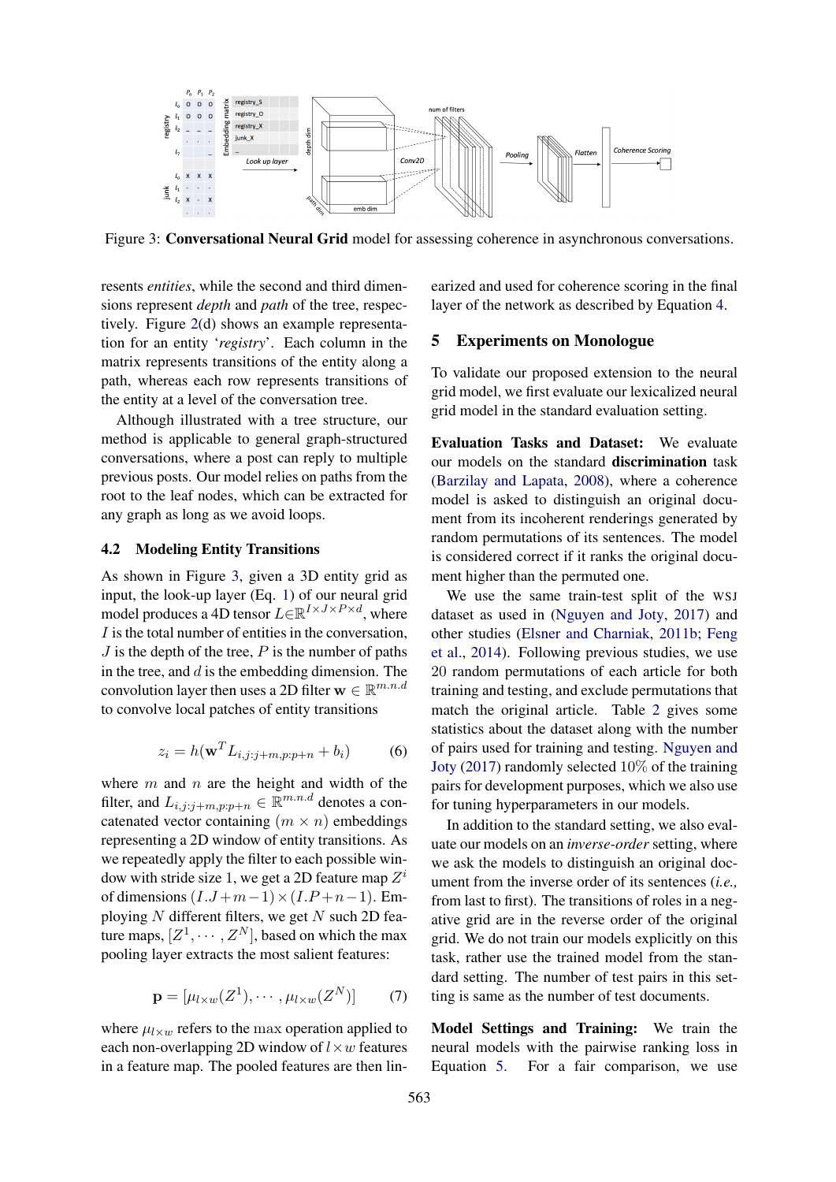Figure 3: **Conversational Neural Grid** model for assessing coherence in asynchronous conversations.

resents *entities*, while the second and third dimensions represent *depth* and *path* of the tree, respectively. Figure 2(d) shows an example representation for an entity '*registry*'. Each column in the matrix represents transitions of the entity along a path, whereas each row represents transitions of the entity at a level of the conversation tree.

Although illustrated with a tree structure, our method is applicable to general graph-structured conversations, where a post can reply to multiple previous posts. Our model relies on paths from the root to the leaf nodes, which can be extracted for any graph as long as we avoid loops.

### 4.2 Modeling Entity Transitions

As shown in Figure 3, given a 3D entity grid as input, the look-up layer (Eq. 1) of our neural grid model produces a 4D tensor $L \in \mathbb{R}^{I \times J \times P \times d}$, where $I$ is the total number of entities in the conversation, $J$ is the depth of the tree, $P$ is the number of paths in the tree, and $d$ is the embedding dimension. The convolution layer then uses a 2D filter $\mathbf{w} \in \mathbb{R}^{m.n.d}$ to convolve local patches of entity transitions

$$z_i = h(\mathbf{w}^T L_{i,j:j+m,p:p+n} + b_i) \tag{6}$$

where $m$ and $n$ are the height and width of the filter, and $L_{i,j:j+m,p:p+n} \in \mathbb{R}^{m.n.d}$ denotes a concatenated vector containing $(m \times n)$ embeddings representing a 2D window of entity transitions. As we repeatedly apply the filter to each possible window with stride size 1, we get a 2D feature map $Z^i$ of dimensions $(I.J + m - 1) \times (I.P + n - 1)$. Employing $N$ different filters, we get $N$ such 2D feature maps, $[Z^1, \cdots, Z^N]$, based on which the max pooling layer extracts the most salient features:

$$\mathbf{p} = [\mu_{l \times w}(Z^1), \cdots, \mu_{l \times w}(Z^N)] \tag{7}$$

where $\mu_{l \times w}$ refers to the $\max$ operation applied to each non-overlapping 2D window of $l \times w$ features in a feature map. The pooled features are then linearized and used for coherence scoring in the final layer of the network as described by Equation 4.

## 5 Experiments on Monologue

To validate our proposed extension to the neural grid model, we first evaluate our lexicalized neural grid model in the standard evaluation setting.

**Evaluation Tasks and Dataset:** We evaluate our models on the standard **discrimination** task (Barzilay and Lapata, 2008), where a coherence model is asked to distinguish an original document from its incoherent renderings generated by random permutations of its sentences. The model is considered correct if it ranks the original document higher than the permuted one.

We use the same train-test split of the WSJ dataset as used in (Nguyen and Joty, 2017) and other studies (Elsner and Charniak, 2011b; Feng et al., 2014). Following previous studies, we use 20 random permutations of each article for both training and testing, and exclude permutations that match the original article. Table 2 gives some statistics about the dataset along with the number of pairs used for training and testing. Nguyen and Joty (2017) randomly selected 10% of the training pairs for development purposes, which we also use for tuning hyperparameters in our models.

In addition to the standard setting, we also evaluate our models on an *inverse-order* setting, where we ask the models to distinguish an original document from the inverse order of its sentences (*i.e.,* from last to first). The transitions of roles in a negative grid are in the reverse order of the original grid. We do not train our models explicitly on this task, rather use the trained model from the standard setting. The number of test pairs in this setting is same as the number of test documents.

**Model Settings and Training:** We train the neural models with the pairwise ranking loss in Equation 5. For a fair comparison, we use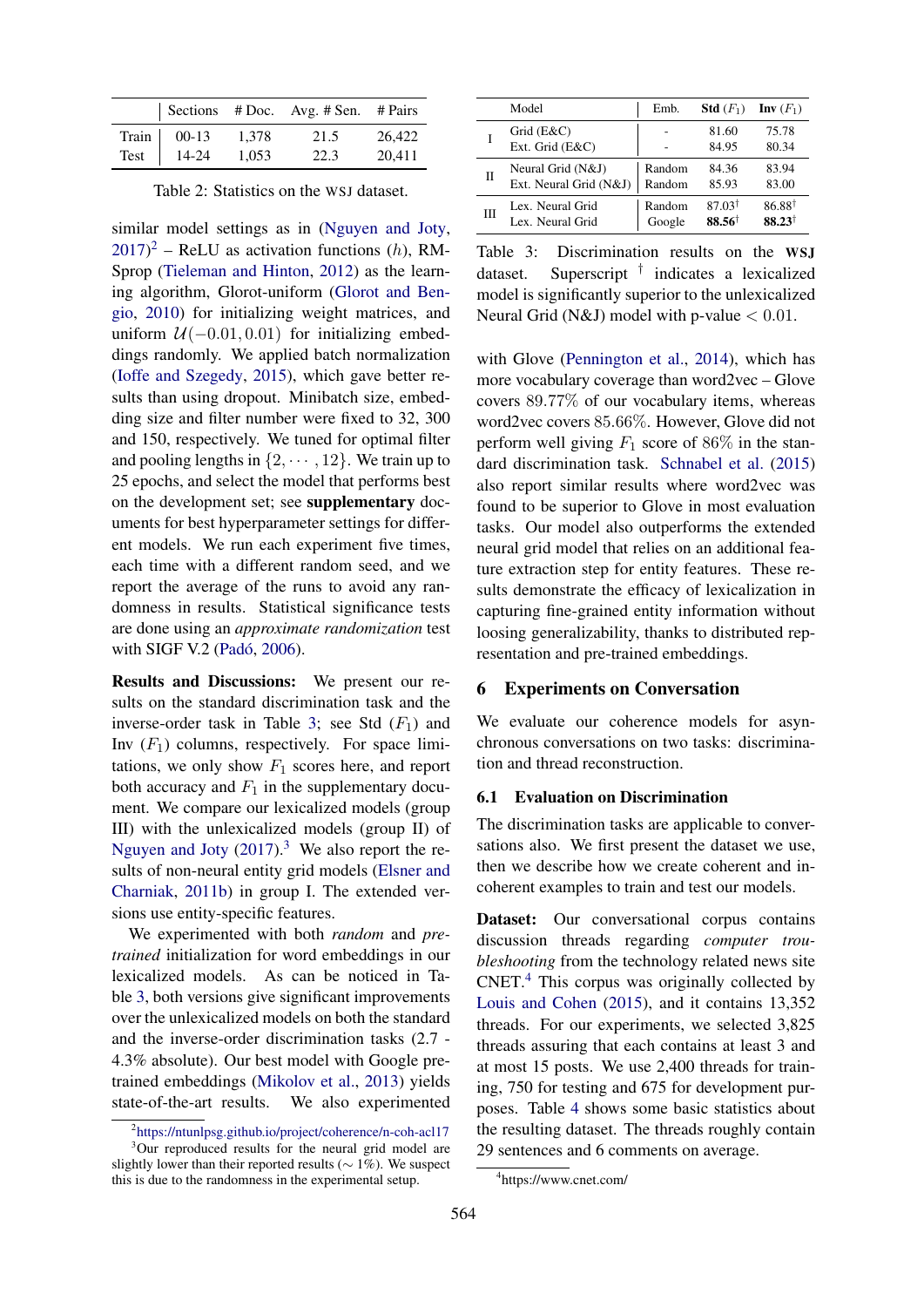|  | Sections | # Doc. | Avg. # Sen. | # Pairs |
|---|---|---|---|---|
| Train | 00-13 | 1,378 | 21.5 | 26,422 |
| Test | 14-24 | 1,053 | 22.3 | 20,411 |

Table 2: Statistics on the WSJ dataset.

similar model settings as in (Nguyen and Joty, 2017)[2] – ReLU as activation functions ($h$), RMSprop (Tieleman and Hinton, 2012) as the learning algorithm, Glorot-uniform (Glorot and Bengio, 2010) for initializing weight matrices, and uniform $\mathcal{U}(-0.01, 0.01)$ for initializing embeddings randomly. We applied batch normalization (Ioffe and Szegedy, 2015), which gave better results than using dropout. Minibatch size, embedding size and filter number were fixed to 32, 300 and 150, respectively. We tuned for optimal filter and pooling lengths in $\{2, \cdots, 12\}$. We train up to 25 epochs, and select the model that performs best on the development set; see **supplementary** documents for best hyperparameter settings for different models. We run each experiment five times, each time with a different random seed, and we report the average of the runs to avoid any randomness in results. Statistical significance tests are done using an *approximate randomization* test with SIGF V.2 (Padó, 2006).

**Results and Discussions:** We present our results on the standard discrimination task and the inverse-order task in Table 3; see Std ($F_1$) and Inv ($F_1$) columns, respectively. For space limitations, we only show $F_1$ scores here, and report both accuracy and $F_1$ in the supplementary document. We compare our lexicalized models (group III) with the unlexicalized models (group II) of Nguyen and Joty (2017).[3] We also report the results of non-neural entity grid models (Elsner and Charniak, 2011b) in group I. The extended versions use entity-specific features.

We experimented with both *random* and *pre-trained* initialization for word embeddings in our lexicalized models. As can be noticed in Table 3, both versions give significant improvements over the unlexicalized models on both the standard and the inverse-order discrimination tasks (2.7 - 4.3% absolute). Our best model with Google pre-trained embeddings (Mikolov et al., 2013) yields state-of-the-art results. We also experimented

|  | Model | Emb. | **Std** ($F_1$) | **Inv** ($F_1$) |
|---|---|---|---|---|
| I | Grid (E&C) | - | 81.60 | 75.78 |
|  | Ext. Grid (E&C) | - | 84.95 | 80.34 |
| II | Neural Grid (N&J) | Random | 84.36 | 83.94 |
|  | Ext. Neural Grid (N&J) | Random | 85.93 | 83.00 |
| III | Lex. Neural Grid | Random | $87.03^{\dagger}$ | $86.88^{\dagger}$ |
|  | Lex. Neural Grid | Google | $\mathbf{88.56}^{\dagger}$ | $\mathbf{88.23}^{\dagger}$ |

Table 3: Discrimination results on the **WSJ** dataset. Superscript $^{\dagger}$ indicates a lexicalized model is significantly superior to the unlexicalized Neural Grid (N&J) model with p-value $< 0.01$.

with Glove (Pennington et al., 2014), which has more vocabulary coverage than word2vec – Glove covers 89.77% of our vocabulary items, whereas word2vec covers 85.66%. However, Glove did not perform well giving $F_1$ score of 86% in the standard discrimination task. Schnabel et al. (2015) also report similar results where word2vec was found to be superior to Glove in most evaluation tasks. Our model also outperforms the extended neural grid model that relies on an additional feature extraction step for entity features. These results demonstrate the efficacy of lexicalization in capturing fine-grained entity information without loosing generalizability, thanks to distributed representation and pre-trained embeddings.

## 6 Experiments on Conversation

We evaluate our coherence models for asynchronous conversations on two tasks: discrimination and thread reconstruction.

### 6.1 Evaluation on Discrimination

The discrimination tasks are applicable to conversations also. We first present the dataset we use, then we describe how we create coherent and incoherent examples to train and test our models.

**Dataset:** Our conversational corpus contains discussion threads regarding *computer troubleshooting* from the technology related news site CNET.[4] This corpus was originally collected by Louis and Cohen (2015), and it contains 13,352 threads. For our experiments, we selected 3,825 threads assuring that each contains at least 3 and at most 15 posts. We use 2,400 threads for training, 750 for testing and 675 for development purposes. Table 4 shows some basic statistics about the resulting dataset. The threads roughly contain 29 sentences and 6 comments on average.

[2] https://ntunlpsg.github.io/project/coherence/n-coh-acl17

[3] Our reproduced results for the neural grid model are slightly lower than their reported results ($\sim$ 1%). We suspect this is due to the randomness in the experimental setup.

[4] https://www.cnet.com/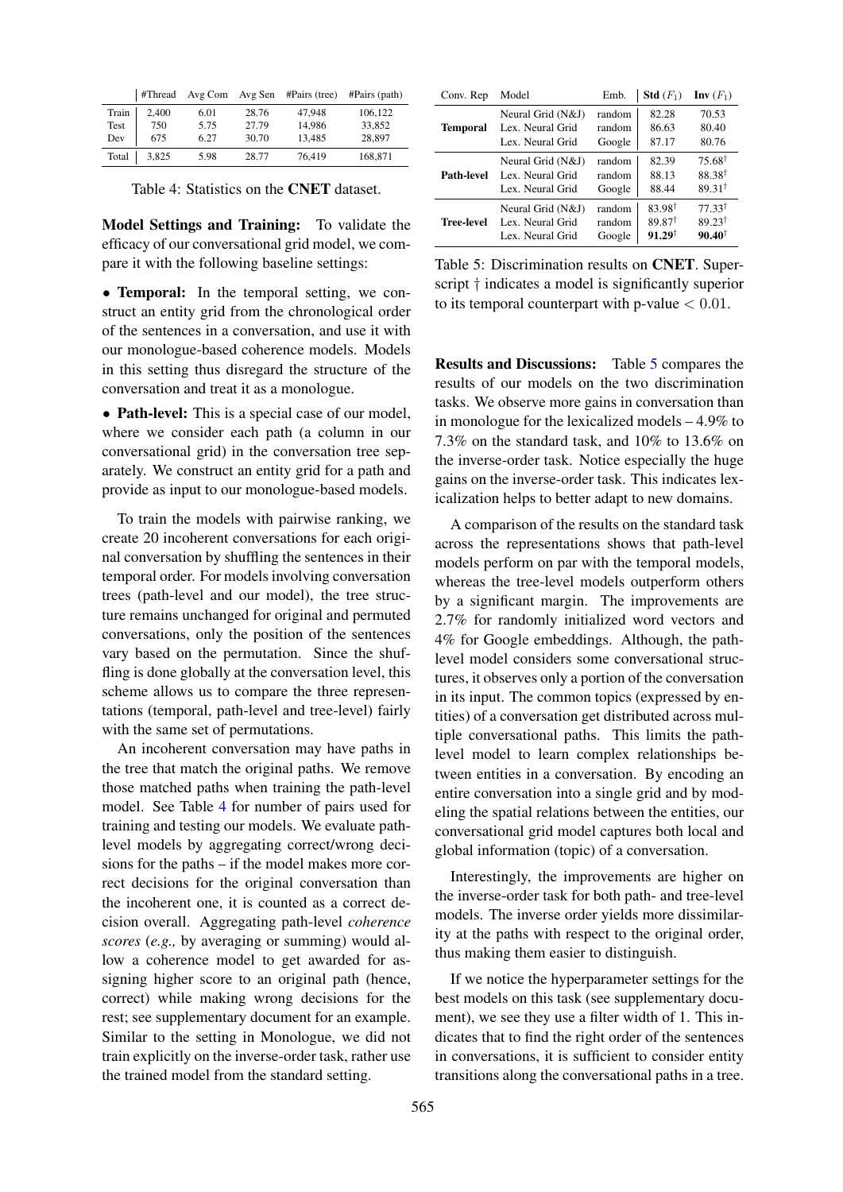| | #Thread | Avg Com | Avg Sen | #Pairs (tree) | #Pairs (path) |
|---|---|---|---|---|---|
| Train | 2,400 | 6.01 | 28.76 | 47,948 | 106,122 |
| Test | 750 | 5.75 | 27.79 | 14,986 | 33,852 |
| Dev | 675 | 6.27 | 30.70 | 13,485 | 28,897 |
| Total | 3,825 | 5.98 | 28.77 | 76,419 | 168,871 |

Table 4: Statistics on the **CNET** dataset.

**Model Settings and Training:** To validate the efficacy of our conversational grid model, we compare it with the following baseline settings:

- **Temporal:** In the temporal setting, we construct an entity grid from the chronological order of the sentences in a conversation, and use it with our monologue-based coherence models. Models in this setting thus disregard the structure of the conversation and treat it as a monologue.
- **Path-level:** This is a special case of our model, where we consider each path (a column in our conversational grid) in the conversation tree separately. We construct an entity grid for a path and provide as input to our monologue-based models.

To train the models with pairwise ranking, we create 20 incoherent conversations for each original conversation by shuffling the sentences in their temporal order. For models involving conversation trees (path-level and our model), the tree structure remains unchanged for original and permuted conversations, only the position of the sentences vary based on the permutation. Since the shuffling is done globally at the conversation level, this scheme allows us to compare the three representations (temporal, path-level and tree-level) fairly with the same set of permutations.

An incoherent conversation may have paths in the tree that match the original paths. We remove those matched paths when training the path-level model. See Table 4 for number of pairs used for training and testing our models. We evaluate path-level models by aggregating correct/wrong decisions for the paths – if the model makes more correct decisions for the original conversation than the incoherent one, it is counted as a correct decision overall. Aggregating path-level *coherence scores* (*e.g.,* by averaging or summing) would allow a coherence model to get awarded for assigning higher score to an original path (hence, correct) while making wrong decisions for the rest; see supplementary document for an example. Similar to the setting in Monologue, we did not train explicitly on the inverse-order task, rather use the trained model from the standard setting.

| Conv. Rep | Model | Emb. | **Std** ($F_1$) | **Inv** ($F_1$) |
|---|---|---|---|---|
| **Temporal** | Neural Grid (N&J) | random | 82.28 | 70.53 |
| | Lex. Neural Grid | random | 86.63 | 80.40 |
| | Lex. Neural Grid | Google | 87.17 | 80.76 |
| **Path-level** | Neural Grid (N&J) | random | 82.39 | $75.68^{\dagger}$ |
| | Lex. Neural Grid | random | 88.13 | $88.38^{\dagger}$ |
| | Lex. Neural Grid | Google | 88.44 | $89.31^{\dagger}$ |
| **Tree-level** | Neural Grid (N&J) | random | $83.98^{\dagger}$ | $77.33^{\dagger}$ |
| | Lex. Neural Grid | random | $89.87^{\dagger}$ | $89.23^{\dagger}$ |
| | Lex. Neural Grid | Google | $\mathbf{91.29}^{\dagger}$ | $\mathbf{90.40}^{\dagger}$ |

Table 5: Discrimination results on **CNET**. Superscript † indicates a model is significantly superior to its temporal counterpart with p-value $< 0.01$.

**Results and Discussions:** Table 5 compares the results of our models on the two discrimination tasks. We observe more gains in conversation than in monologue for the lexicalized models – 4.9% to 7.3% on the standard task, and 10% to 13.6% on the inverse-order task. Notice especially the huge gains on the inverse-order task. This indicates lexicalization helps to better adapt to new domains.

A comparison of the results on the standard task across the representations shows that path-level models perform on par with the temporal models, whereas the tree-level models outperform others by a significant margin. The improvements are 2.7% for randomly initialized word vectors and 4% for Google embeddings. Although, the path-level model considers some conversational structures, it observes only a portion of the conversation in its input. The common topics (expressed by entities) of a conversation get distributed across multiple conversational paths. This limits the path-level model to learn complex relationships between entities in a conversation. By encoding an entire conversation into a single grid and by modeling the spatial relations between the entities, our conversational grid model captures both local and global information (topic) of a conversation.

Interestingly, the improvements are higher on the inverse-order task for both path- and tree-level models. The inverse order yields more dissimilarity at the paths with respect to the original order, thus making them easier to distinguish.

If we notice the hyperparameter settings for the best models on this task (see supplementary document), we see they use a filter width of 1. This indicates that to find the right order of the sentences in conversations, it is sufficient to consider entity transitions along the conversational paths in a tree.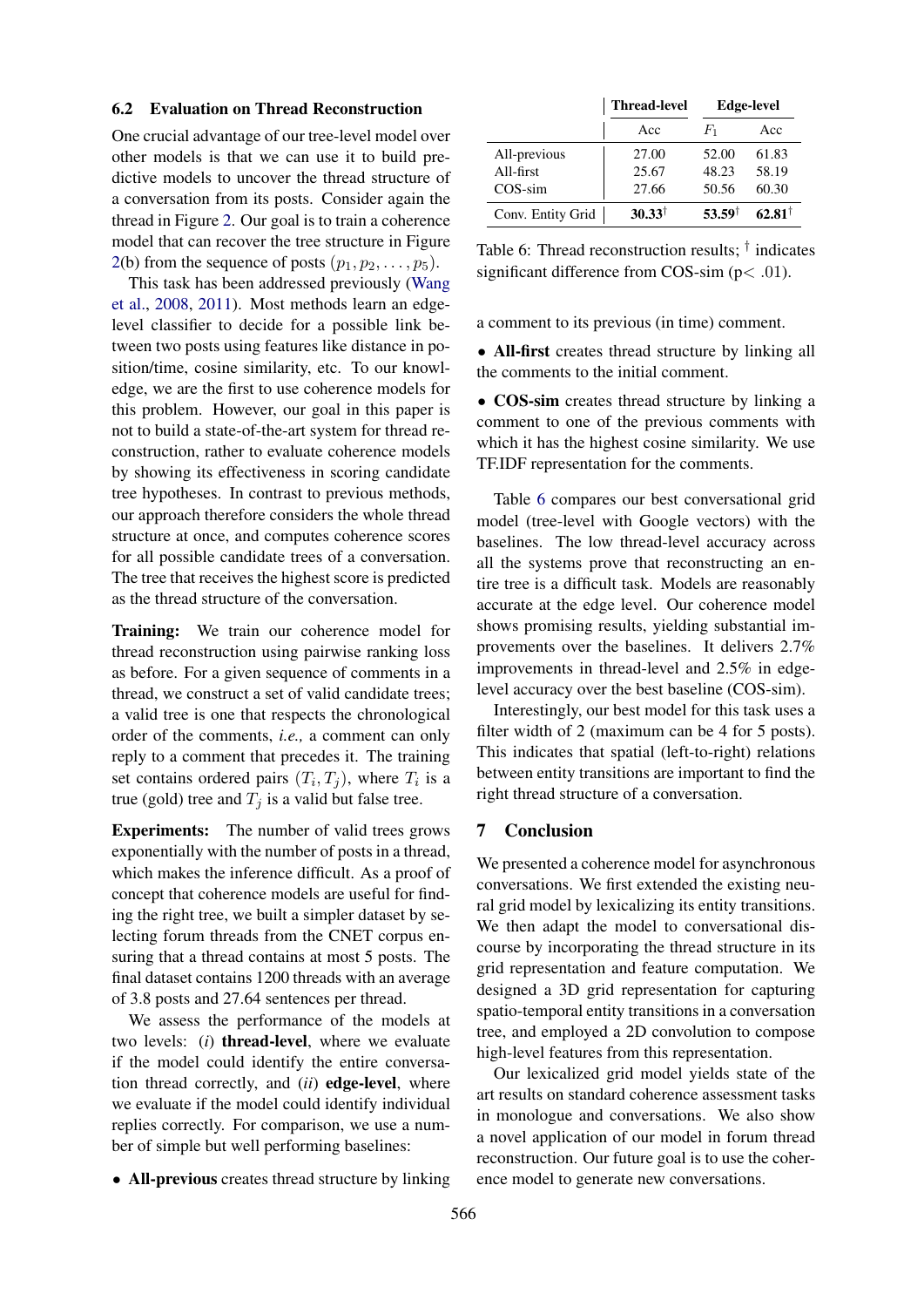### 6.2 Evaluation on Thread Reconstruction

One crucial advantage of our tree-level model over other models is that we can use it to build predictive models to uncover the thread structure of a conversation from its posts. Consider again the thread in Figure 2. Our goal is to train a coherence model that can recover the tree structure in Figure 2(b) from the sequence of posts $(p_1, p_2, \ldots, p_5)$.

This task has been addressed previously (Wang et al., 2008, 2011). Most methods learn an edge-level classifier to decide for a possible link between two posts using features like distance in position/time, cosine similarity, etc. To our knowledge, we are the first to use coherence models for this problem. However, our goal in this paper is not to build a state-of-the-art system for thread reconstruction, rather to evaluate coherence models by showing its effectiveness in scoring candidate tree hypotheses. In contrast to previous methods, our approach therefore considers the whole thread structure at once, and computes coherence scores for all possible candidate trees of a conversation. The tree that receives the highest score is predicted as the thread structure of the conversation.

**Training:** We train our coherence model for thread reconstruction using pairwise ranking loss as before. For a given sequence of comments in a thread, we construct a set of valid candidate trees; a valid tree is one that respects the chronological order of the comments, *i.e.,* a comment can only reply to a comment that precedes it. The training set contains ordered pairs $(T_i, T_j)$, where $T_i$ is a true (gold) tree and $T_j$ is a valid but false tree.

**Experiments:** The number of valid trees grows exponentially with the number of posts in a thread, which makes the inference difficult. As a proof of concept that coherence models are useful for finding the right tree, we built a simpler dataset by selecting forum threads from the CNET corpus ensuring that a thread contains at most 5 posts. The final dataset contains 1200 threads with an average of 3.8 posts and 27.64 sentences per thread.

We assess the performance of the models at two levels: (*i*) **thread-level**, where we evaluate if the model could identify the entire conversation thread correctly, and (*ii*) **edge-level**, where we evaluate if the model could identify individual replies correctly. For comparison, we use a number of simple but well performing baselines:

- **All-previous** creates thread structure by linking a comment to its previous (in time) comment.
- **All-first** creates thread structure by linking all the comments to the initial comment.
- **COS-sim** creates thread structure by linking a comment to one of the previous comments with which it has the highest cosine similarity. We use TF.IDF representation for the comments.

| | Thread-level | Edge-level | |
|---|---|---|---|
| | Acc | $F_1$ | Acc |
| All-previous | 27.00 | 52.00 | 61.83 |
| All-first | 25.67 | 48.23 | 58.19 |
| COS-sim | 27.66 | 50.56 | 60.30 |
| Conv. Entity Grid | **30.33**$^\dagger$ | **53.59**$^\dagger$ | **62.81**$^\dagger$ |

Table 6: Thread reconstruction results; $^\dagger$ indicates significant difference from COS-sim ($p < .01$).

Table 6 compares our best conversational grid model (tree-level with Google vectors) with the baselines. The low thread-level accuracy across all the systems prove that reconstructing an entire tree is a difficult task. Models are reasonably accurate at the edge level. Our coherence model shows promising results, yielding substantial improvements over the baselines. It delivers 2.7% improvements in thread-level and 2.5% in edge-level accuracy over the best baseline (COS-sim).

Interestingly, our best model for this task uses a filter width of 2 (maximum can be 4 for 5 posts). This indicates that spatial (left-to-right) relations between entity transitions are important to find the right thread structure of a conversation.

## 7 Conclusion

We presented a coherence model for asynchronous conversations. We first extended the existing neural grid model by lexicalizing its entity transitions. We then adapt the model to conversational discourse by incorporating the thread structure in its grid representation and feature computation. We designed a 3D grid representation for capturing spatio-temporal entity transitions in a conversation tree, and employed a 2D convolution to compose high-level features from this representation.

Our lexicalized grid model yields state of the art results on standard coherence assessment tasks in monologue and conversations. We also show a novel application of our model in forum thread reconstruction. Our future goal is to use the coherence model to generate new conversations.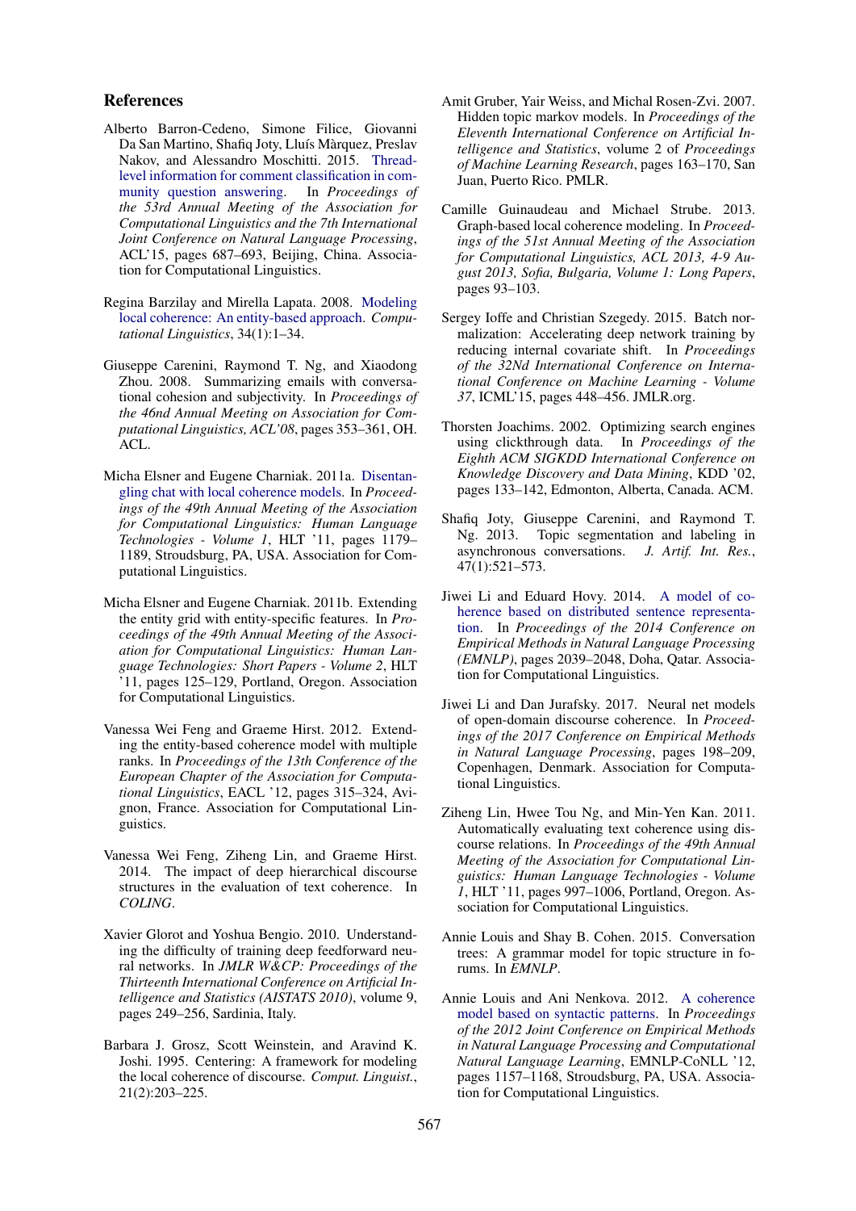## References

Alberto Barron-Cedeno, Simone Filice, Giovanni Da San Martino, Shafiq Joty, Lluís Màrquez, Preslav Nakov, and Alessandro Moschitti. 2015. Thread-level information for comment classification in community question answering. In *Proceedings of the 53rd Annual Meeting of the Association for Computational Linguistics and the 7th International Joint Conference on Natural Language Processing*, ACL'15, pages 687–693, Beijing, China. Association for Computational Linguistics.

Regina Barzilay and Mirella Lapata. 2008. Modeling local coherence: An entity-based approach. *Computational Linguistics*, 34(1):1–34.

Giuseppe Carenini, Raymond T. Ng, and Xiaodong Zhou. 2008. Summarizing emails with conversational cohesion and subjectivity. In *Proceedings of the 46nd Annual Meeting on Association for Computational Linguistics, ACL'08*, pages 353–361, OH. ACL.

Micha Elsner and Eugene Charniak. 2011a. Disentangling chat with local coherence models. In *Proceedings of the 49th Annual Meeting of the Association for Computational Linguistics: Human Language Technologies - Volume 1*, HLT '11, pages 1179–1189, Stroudsburg, PA, USA. Association for Computational Linguistics.

Micha Elsner and Eugene Charniak. 2011b. Extending the entity grid with entity-specific features. In *Proceedings of the 49th Annual Meeting of the Association for Computational Linguistics: Human Language Technologies: Short Papers - Volume 2*, HLT '11, pages 125–129, Portland, Oregon. Association for Computational Linguistics.

Vanessa Wei Feng and Graeme Hirst. 2012. Extending the entity-based coherence model with multiple ranks. In *Proceedings of the 13th Conference of the European Chapter of the Association for Computational Linguistics*, EACL '12, pages 315–324, Avignon, France. Association for Computational Linguistics.

Vanessa Wei Feng, Ziheng Lin, and Graeme Hirst. 2014. The impact of deep hierarchical discourse structures in the evaluation of text coherence. In *COLING*.

Xavier Glorot and Yoshua Bengio. 2010. Understanding the difficulty of training deep feedforward neural networks. In *JMLR W&CP: Proceedings of the Thirteenth International Conference on Artificial Intelligence and Statistics (AISTATS 2010)*, volume 9, pages 249–256, Sardinia, Italy.

Barbara J. Grosz, Scott Weinstein, and Aravind K. Joshi. 1995. Centering: A framework for modeling the local coherence of discourse. *Comput. Linguist.*, 21(2):203–225.

Amit Gruber, Yair Weiss, and Michal Rosen-Zvi. 2007. Hidden topic markov models. In *Proceedings of the Eleventh International Conference on Artificial Intelligence and Statistics*, volume 2 of *Proceedings of Machine Learning Research*, pages 163–170, San Juan, Puerto Rico. PMLR.

Camille Guinaudeau and Michael Strube. 2013. Graph-based local coherence modeling. In *Proceedings of the 51st Annual Meeting of the Association for Computational Linguistics, ACL 2013, 4-9 August 2013, Sofia, Bulgaria, Volume 1: Long Papers*, pages 93–103.

Sergey Ioffe and Christian Szegedy. 2015. Batch normalization: Accelerating deep network training by reducing internal covariate shift. In *Proceedings of the 32Nd International Conference on International Conference on Machine Learning - Volume 37*, ICML'15, pages 448–456. JMLR.org.

Thorsten Joachims. 2002. Optimizing search engines using clickthrough data. In *Proceedings of the Eighth ACM SIGKDD International Conference on Knowledge Discovery and Data Mining*, KDD '02, pages 133–142, Edmonton, Alberta, Canada. ACM.

Shafiq Joty, Giuseppe Carenini, and Raymond T. Ng. 2013. Topic segmentation and labeling in asynchronous conversations. *J. Artif. Int. Res.*, 47(1):521–573.

Jiwei Li and Eduard Hovy. 2014. A model of coherence based on distributed sentence representation. In *Proceedings of the 2014 Conference on Empirical Methods in Natural Language Processing (EMNLP)*, pages 2039–2048, Doha, Qatar. Association for Computational Linguistics.

Jiwei Li and Dan Jurafsky. 2017. Neural net models of open-domain discourse coherence. In *Proceedings of the 2017 Conference on Empirical Methods in Natural Language Processing*, pages 198–209, Copenhagen, Denmark. Association for Computational Linguistics.

Ziheng Lin, Hwee Tou Ng, and Min-Yen Kan. 2011. Automatically evaluating text coherence using discourse relations. In *Proceedings of the 49th Annual Meeting of the Association for Computational Linguistics: Human Language Technologies - Volume 1*, HLT '11, pages 997–1006, Portland, Oregon. Association for Computational Linguistics.

Annie Louis and Shay B. Cohen. 2015. Conversation trees: A grammar model for topic structure in forums. In *EMNLP*.

Annie Louis and Ani Nenkova. 2012. A coherence model based on syntactic patterns. In *Proceedings of the 2012 Joint Conference on Empirical Methods in Natural Language Processing and Computational Natural Language Learning*, EMNLP-CoNLL '12, pages 1157–1168, Stroudsburg, PA, USA. Association for Computational Linguistics.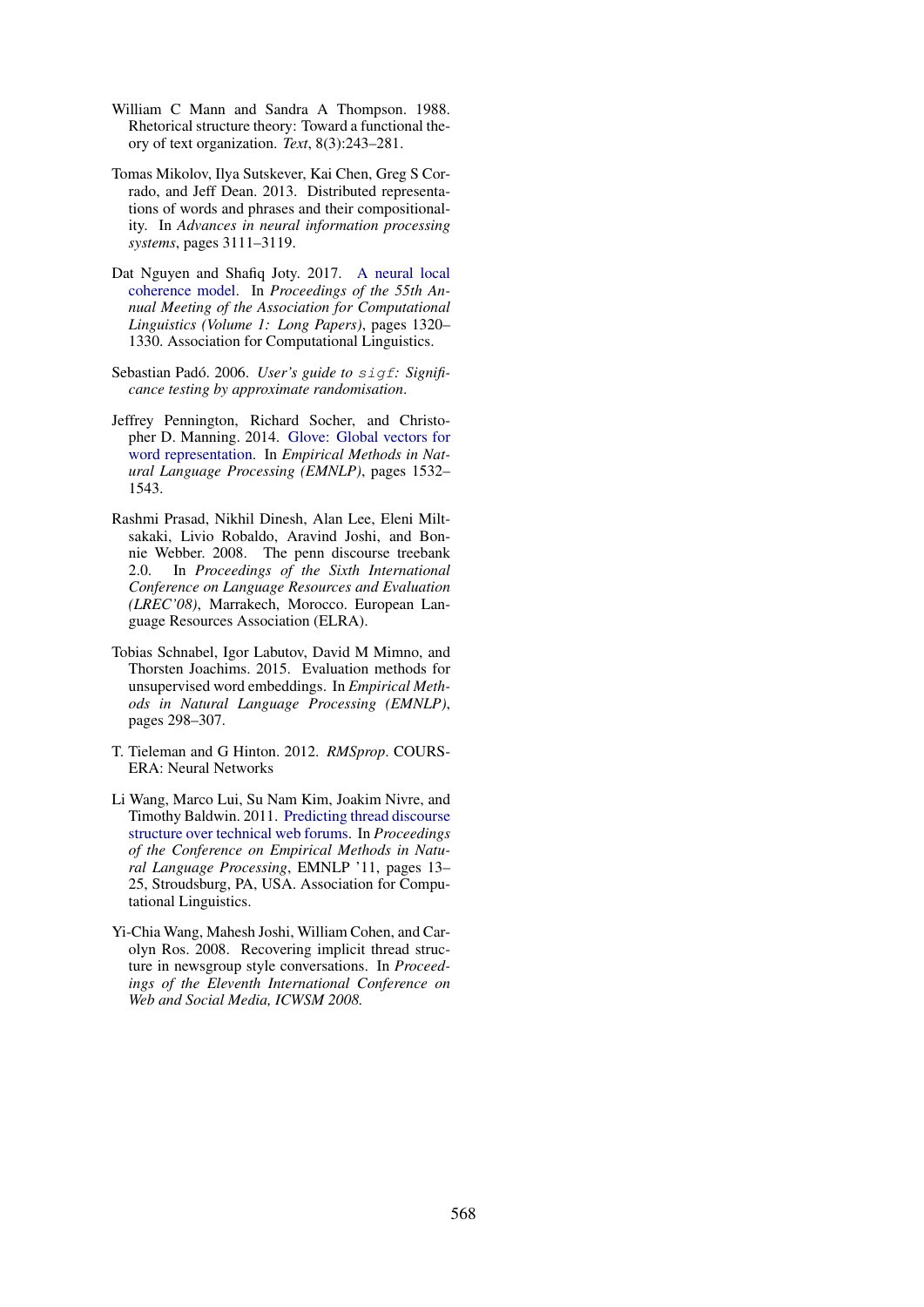William C Mann and Sandra A Thompson. 1988. Rhetorical structure theory: Toward a functional theory of text organization. *Text*, 8(3):243–281.

Tomas Mikolov, Ilya Sutskever, Kai Chen, Greg S Corrado, and Jeff Dean. 2013. Distributed representations of words and phrases and their compositionality. In *Advances in neural information processing systems*, pages 3111–3119.

Dat Nguyen and Shafiq Joty. 2017. A neural local coherence model. In *Proceedings of the 55th Annual Meeting of the Association for Computational Linguistics (Volume 1: Long Papers)*, pages 1320–1330. Association for Computational Linguistics.

Sebastian Padó. 2006. *User's guide to `sigf`: Significance testing by approximate randomisation*.

Jeffrey Pennington, Richard Socher, and Christopher D. Manning. 2014. Glove: Global vectors for word representation. In *Empirical Methods in Natural Language Processing (EMNLP)*, pages 1532–1543.

Rashmi Prasad, Nikhil Dinesh, Alan Lee, Eleni Miltsakaki, Livio Robaldo, Aravind Joshi, and Bonnie Webber. 2008. The penn discourse treebank 2.0. In *Proceedings of the Sixth International Conference on Language Resources and Evaluation (LREC'08)*, Marrakech, Morocco. European Language Resources Association (ELRA).

Tobias Schnabel, Igor Labutov, David M Mimno, and Thorsten Joachims. 2015. Evaluation methods for unsupervised word embeddings. In *Empirical Methods in Natural Language Processing (EMNLP)*, pages 298–307.

T. Tieleman and G Hinton. 2012. *RMSprop*. COURSERA: Neural Networks

Li Wang, Marco Lui, Su Nam Kim, Joakim Nivre, and Timothy Baldwin. 2011. Predicting thread discourse structure over technical web forums. In *Proceedings of the Conference on Empirical Methods in Natural Language Processing*, EMNLP '11, pages 13–25, Stroudsburg, PA, USA. Association for Computational Linguistics.

Yi-Chia Wang, Mahesh Joshi, William Cohen, and Carolyn Ros. 2008. Recovering implicit thread structure in newsgroup style conversations. In *Proceedings of the Eleventh International Conference on Web and Social Media, ICWSM 2008.*